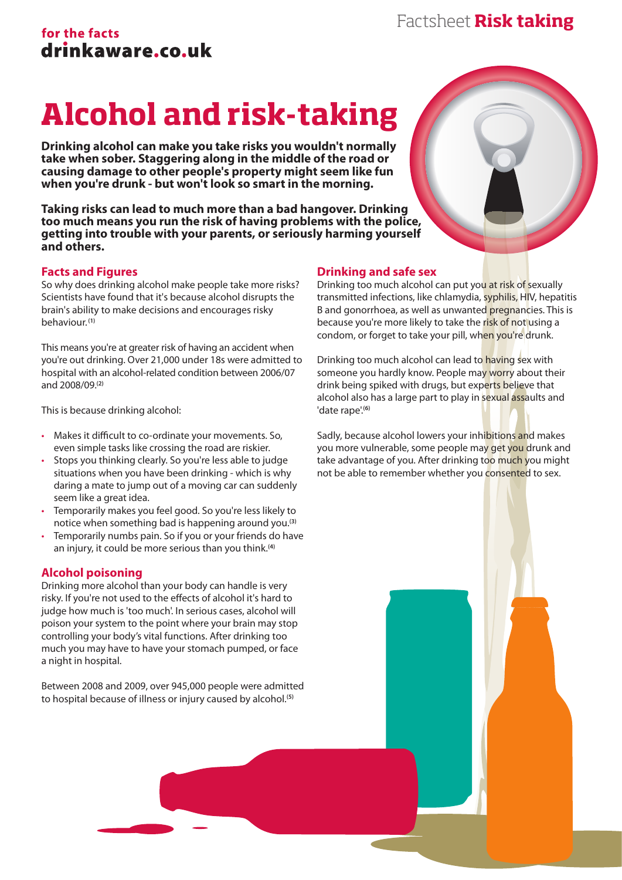for the facts
**drinkaware.co.uk**

Factsheet **Risk taking**

# Alcohol and risk-taking

**Drinking alcohol can make you take risks you wouldn't normally take when sober. Staggering along in the middle of the road or causing damage to other people's property might seem like fun when you're drunk - but won't look so smart in the morning.**

**Taking risks can lead to much more than a bad hangover. Drinking too much means you run the risk of having problems with the police, getting into trouble with your parents, or seriously harming yourself and others.**

## Facts and Figures

So why does drinking alcohol make people take more risks? Scientists have found that it's because alcohol disrupts the brain's ability to make decisions and encourages risky behaviour.[1]

This means you're at greater risk of having an accident when you're out drinking. Over 21,000 under 18s were admitted to hospital with an alcohol-related condition between 2006/07 and 2008/09.[2]

This is because drinking alcohol:

- Makes it difficult to co-ordinate your movements. So, even simple tasks like crossing the road are riskier.
- Stops you thinking clearly. So you're less able to judge situations when you have been drinking - which is why daring a mate to jump out of a moving car can suddenly seem like a great idea.
- Temporarily makes you feel good. So you're less likely to notice when something bad is happening around you.[3]
- Temporarily numbs pain. So if you or your friends do have an injury, it could be more serious than you think.[4]

## Alcohol poisoning

Drinking more alcohol than your body can handle is very risky. If you're not used to the effects of alcohol it's hard to judge how much is 'too much'. In serious cases, alcohol will poison your system to the point where your brain may stop controlling your body's vital functions. After drinking too much you may have to have your stomach pumped, or face a night in hospital.

Between 2008 and 2009, over 945,000 people were admitted to hospital because of illness or injury caused by alcohol.[5]

## Drinking and safe sex

Drinking too much alcohol can put you at risk of sexually transmitted infections, like chlamydia, syphilis, HIV, hepatitis B and gonorrhoea, as well as unwanted pregnancies. This is because you're more likely to take the risk of not using a condom, or forget to take your pill, when you're drunk.

Drinking too much alcohol can lead to having sex with someone you hardly know. People may worry about their drink being spiked with drugs, but experts believe that alcohol also has a large part to play in sexual assaults and 'date rape'.[6]

Sadly, because alcohol lowers your inhibitions and makes you more vulnerable, some people may get you drunk and take advantage of you. After drinking too much you might not be able to remember whether you consented to sex.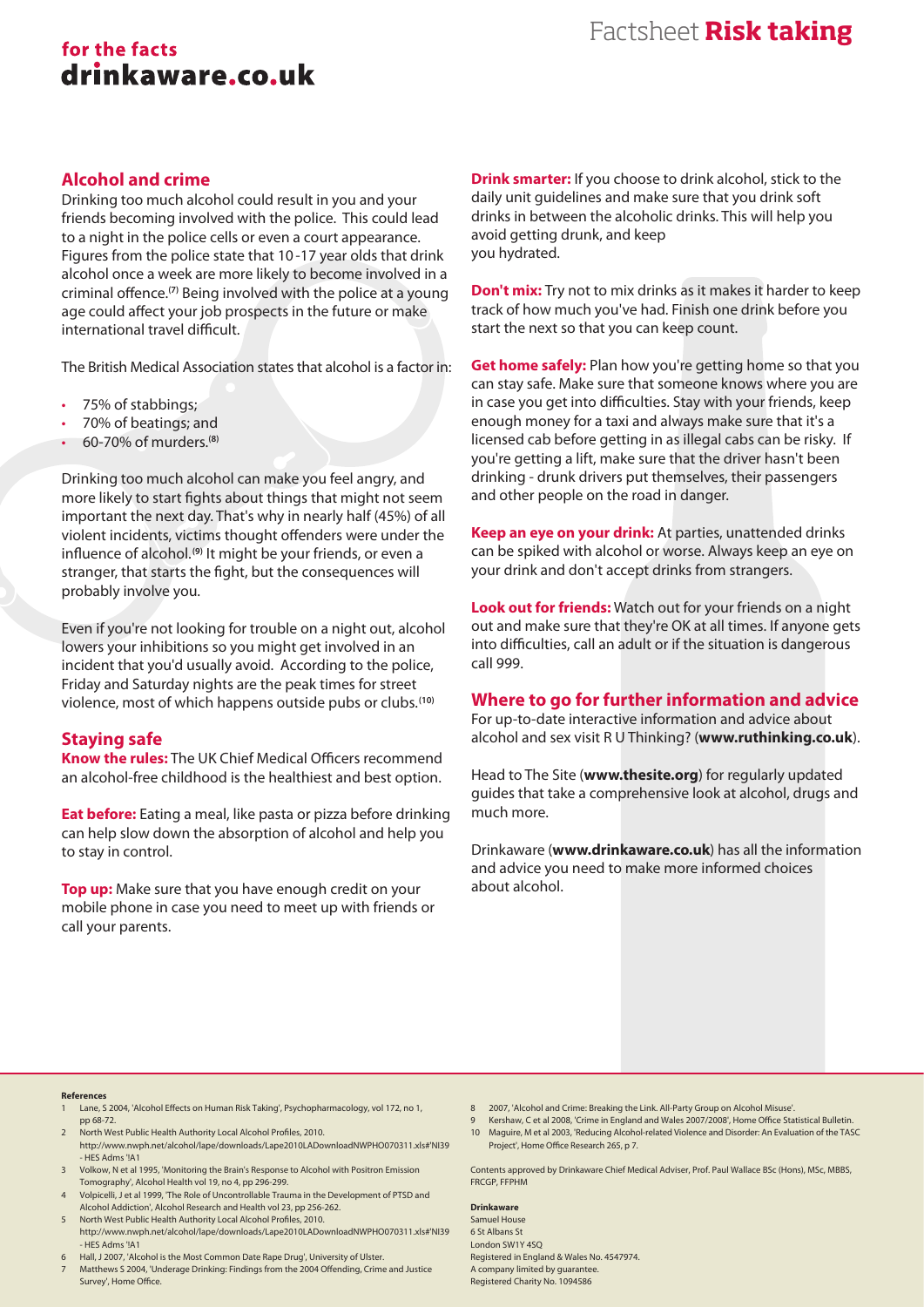# Factsheet **Risk taking**

**for the facts**
**drinkaware.co.uk**

## Alcohol and crime

Drinking too much alcohol could result in you and your friends becoming involved with the police. This could lead to a night in the police cells or even a court appearance. Figures from the police state that 10-17 year olds that drink alcohol once a week are more likely to become involved in a criminal offence.[7] Being involved with the police at a young age could affect your job prospects in the future or make international travel difficult.

The British Medical Association states that alcohol is a factor in:

- 75% of stabbings;
- 70% of beatings; and
- 60-70% of murders.[8]

Drinking too much alcohol can make you feel angry, and more likely to start fights about things that might not seem important the next day. That's why in nearly half (45%) of all violent incidents, victims thought offenders were under the influence of alcohol.[9] It might be your friends, or even a stranger, that starts the fight, but the consequences will probably involve you.

Even if you're not looking for trouble on a night out, alcohol lowers your inhibitions so you might get involved in an incident that you'd usually avoid. According to the police, Friday and Saturday nights are the peak times for street violence, most of which happens outside pubs or clubs.[10]

## Staying safe

**Know the rules:** The UK Chief Medical Officers recommend an alcohol-free childhood is the healthiest and best option.

**Eat before:** Eating a meal, like pasta or pizza before drinking can help slow down the absorption of alcohol and help you to stay in control.

**Top up:** Make sure that you have enough credit on your mobile phone in case you need to meet up with friends or call your parents.

**Drink smarter:** If you choose to drink alcohol, stick to the daily unit guidelines and make sure that you drink soft drinks in between the alcoholic drinks. This will help you avoid getting drunk, and keep you hydrated.

**Don't mix:** Try not to mix drinks as it makes it harder to keep track of how much you've had. Finish one drink before you start the next so that you can keep count.

**Get home safely:** Plan how you're getting home so that you can stay safe. Make sure that someone knows where you are in case you get into difficulties. Stay with your friends, keep enough money for a taxi and always make sure that it's a licensed cab before getting in as illegal cabs can be risky. If you're getting a lift, make sure that the driver hasn't been drinking - drunk drivers put themselves, their passengers and other people on the road in danger.

**Keep an eye on your drink:** At parties, unattended drinks can be spiked with alcohol or worse. Always keep an eye on your drink and don't accept drinks from strangers.

**Look out for friends:** Watch out for your friends on a night out and make sure that they're OK at all times. If anyone gets into difficulties, call an adult or if the situation is dangerous call 999.

## Where to go for further information and advice

For up-to-date interactive information and advice about alcohol and sex visit R U Thinking? (**www.ruthinking.co.uk**).

Head to The Site (**www.thesite.org**) for regularly updated guides that take a comprehensive look at alcohol, drugs and much more.

Drinkaware (**www.drinkaware.co.uk**) has all the information and advice you need to make more informed choices about alcohol.

**References**

1. Lane, S 2004, 'Alcohol Effects on Human Risk Taking', Psychopharmacology, vol 172, no 1, pp 68-72.
2. North West Public Health Authority Local Alcohol Profiles, 2010. http://www.nwph.net/alcohol/lape/downloads/Lape2010LADownloadNWPHO070311.xls#'NI39 - HES Adms '!A1
3. Volkow, N et al 1995, 'Monitoring the Brain's Response to Alcohol with Positron Emission Tomography', Alcohol Health vol 19, no 4, pp 296-299.
4. Volpicelli, J et al 1999, 'The Role of Uncontrollable Trauma in the Development of PTSD and Alcohol Addiction', Alcohol Research and Health vol 23, pp 256-262.
5. North West Public Health Authority Local Alcohol Profiles, 2010. http://www.nwph.net/alcohol/lape/downloads/Lape2010LADownloadNWPHO070311.xls#'NI39 - HES Adms '!A1
6. Hall, J 2007, 'Alcohol is the Most Common Date Rape Drug', University of Ulster.
7. Matthews S 2004, 'Underage Drinking: Findings from the 2004 Offending, Crime and Justice Survey', Home Office.
8. 2007, 'Alcohol and Crime: Breaking the Link. All-Party Group on Alcohol Misuse'.
9. Kershaw, C et al 2008, 'Crime in England and Wales 2007/2008', Home Office Statistical Bulletin.
10. Maguire, M et al 2003, 'Reducing Alcohol-related Violence and Disorder: An Evaluation of the TASC Project', Home Office Research 265, p 7.

Contents approved by Drinkaware Chief Medical Adviser, Prof. Paul Wallace BSc (Hons), MSc, MBBS, FRCGP, FFPHM

**Drinkaware**
Samuel House
6 St Albans St
London SW1Y 4SQ
Registered in England & Wales No. 4547974.
A company limited by guarantee.
Registered Charity No. 1094586